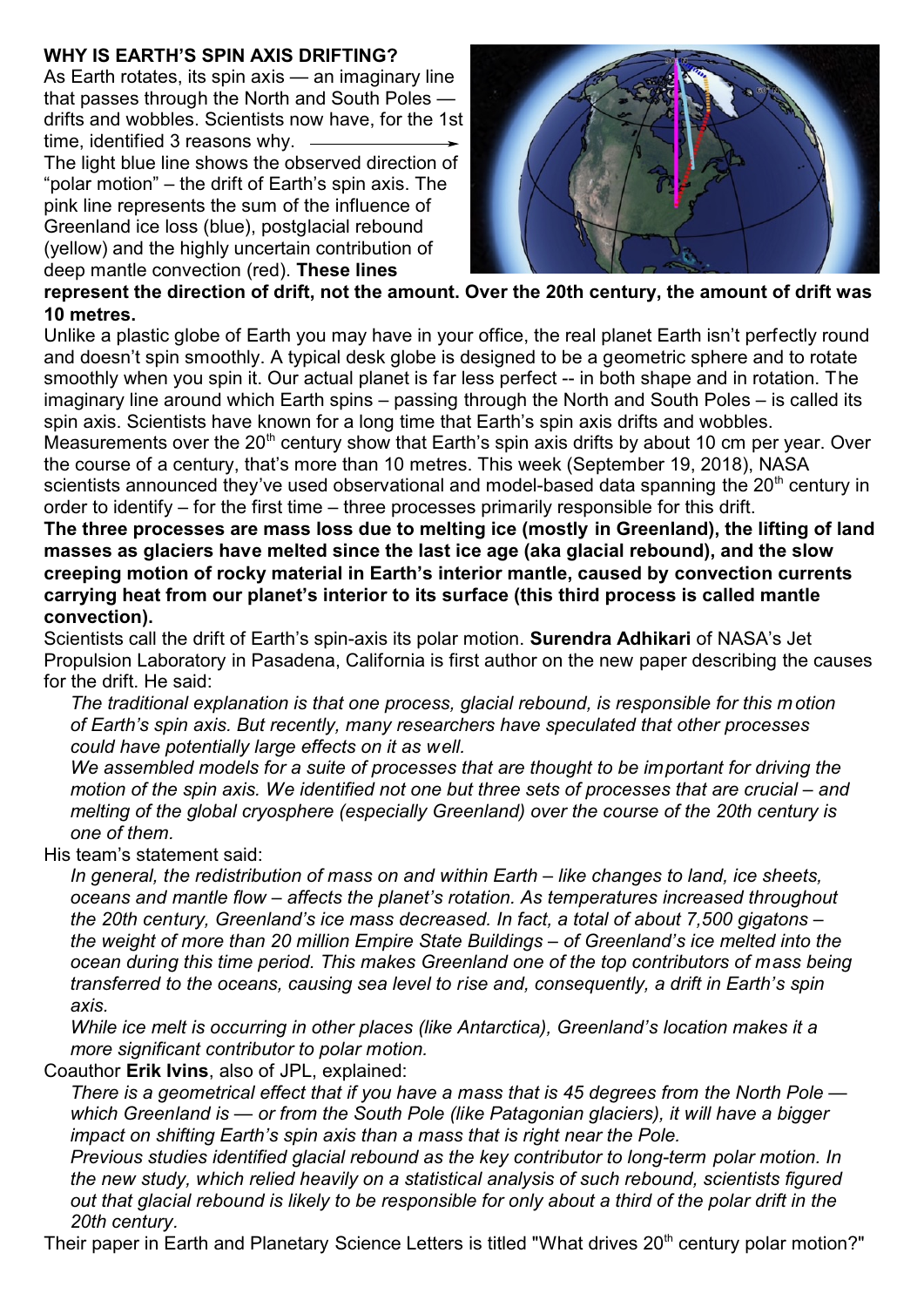**WHY IS EARTH'S SPIN AXIS DRIFTING?**

As Earth rotates, its spin axis — an imaginary line that passes through the North and South Poles — drifts and wobbles. Scientists now have, for the 1st time, identified 3 reasons why.

The light blue line shows the observed direction of "polar motion" – the drift of Earth's spin axis. The pink line represents the sum of the influence of Greenland ice loss (blue), postglacial rebound (yellow) and the highly uncertain contribution of deep mantle convection (red). **These lines represent the direction of drift, not the amount. Over the 20th century, the amount of drift was 10 metres.**

Unlike a plastic globe of Earth you may have in your office, the real planet Earth isn't perfectly round and doesn't spin smoothly. A typical desk globe is designed to be a geometric sphere and to rotate smoothly when you spin it. Our actual planet is far less perfect -- in both shape and in rotation. The imaginary line around which Earth spins – passing through the North and South Poles – is called its spin axis. Scientists have known for a long time that Earth's spin axis drifts and wobbles.

Measurements over the 20th century show that Earth's spin axis drifts by about 10 cm per year. Over the course of a century, that's more than 10 metres. This week (September 19, 2018), NASA scientists announced they've used observational and model-based data spanning the 20th century in order to identify – for the first time – three processes primarily responsible for this drift.

**The three processes are mass loss due to melting ice (mostly in Greenland), the lifting of land masses as glaciers have melted since the last ice age (aka glacial rebound), and the slow creeping motion of rocky material in Earth's interior mantle, caused by convection currents carrying heat from our planet's interior to its surface (this third process is called mantle convection).**

Scientists call the drift of Earth's spin-axis its polar motion. **Surendra Adhikari** of NASA's Jet Propulsion Laboratory in Pasadena, California is first author on the new paper describing the causes for the drift. He said:

> *The traditional explanation is that one process, glacial rebound, is responsible for this motion of Earth's spin axis. But recently, many researchers have speculated that other processes could have potentially large effects on it as well.*
>
> *We assembled models for a suite of processes that are thought to be important for driving the motion of the spin axis. We identified not one but three sets of processes that are crucial – and melting of the global cryosphere (especially Greenland) over the course of the 20th century is one of them.*

His team's statement said:

> *In general, the redistribution of mass on and within Earth – like changes to land, ice sheets, oceans and mantle flow – affects the planet's rotation. As temperatures increased throughout the 20th century, Greenland's ice mass decreased. In fact, a total of about 7,500 gigatons – the weight of more than 20 million Empire State Buildings – of Greenland's ice melted into the ocean during this time period. This makes Greenland one of the top contributors of mass being transferred to the oceans, causing sea level to rise and, consequently, a drift in Earth's spin axis.*
>
> *While ice melt is occurring in other places (like Antarctica), Greenland's location makes it a more significant contributor to polar motion.*

Coauthor **Erik Ivins**, also of JPL, explained:

> *There is a geometrical effect that if you have a mass that is 45 degrees from the North Pole — which Greenland is — or from the South Pole (like Patagonian glaciers), it will have a bigger impact on shifting Earth's spin axis than a mass that is right near the Pole.*
>
> *Previous studies identified glacial rebound as the key contributor to long-term polar motion. In the new study, which relied heavily on a statistical analysis of such rebound, scientists figured out that glacial rebound is likely to be responsible for only about a third of the polar drift in the 20th century.*

Their paper in Earth and Planetary Science Letters is titled "What drives 20th century polar motion?"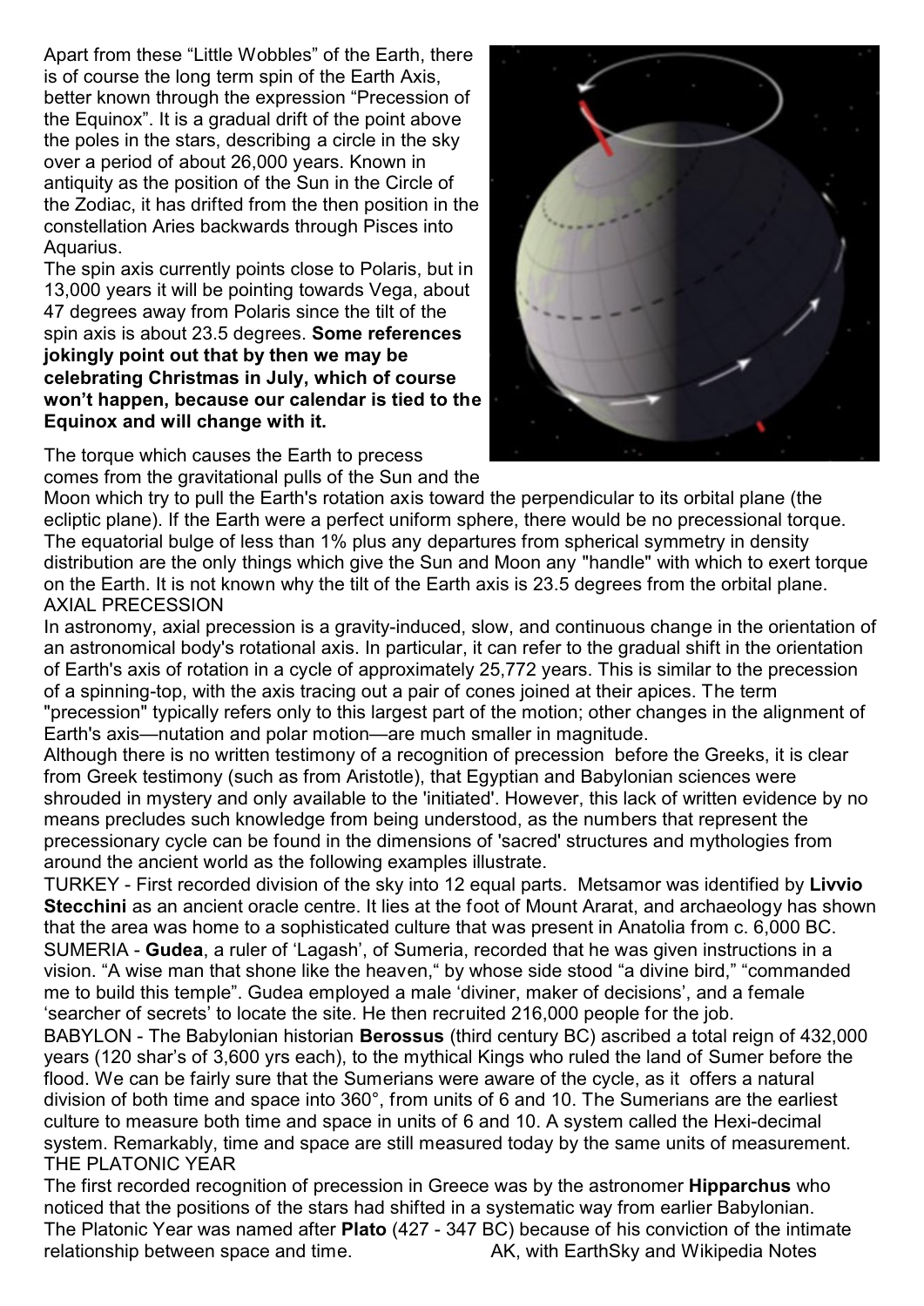Apart from these "Little Wobbles" of the Earth, there is of course the long term spin of the Earth Axis, better known through the expression "Precession of the Equinox". It is a gradual drift of the point above the poles in the stars, describing a circle in the sky over a period of about 26,000 years. Known in antiquity as the position of the Sun in the Circle of the Zodiac, it has drifted from the then position in the constellation Aries backwards through Pisces into Aquarius.

The spin axis currently points close to Polaris, but in 13,000 years it will be pointing towards Vega, about 47 degrees away from Polaris since the tilt of the spin axis is about 23.5 degrees. **Some references jokingly point out that by then we may be celebrating Christmas in July, which of course won't happen, because our calendar is tied to the Equinox and will change with it.**

The torque which causes the Earth to precess comes from the gravitational pulls of the Sun and the Moon which try to pull the Earth's rotation axis toward the perpendicular to its orbital plane (the ecliptic plane). If the Earth were a perfect uniform sphere, there would be no precessional torque. The equatorial bulge of less than 1% plus any departures from spherical symmetry in density distribution are the only things which give the Sun and Moon any "handle" with which to exert torque on the Earth. It is not known why the tilt of the Earth axis is 23.5 degrees from the orbital plane.

## AXIAL PRECESSION

In astronomy, axial precession is a gravity-induced, slow, and continuous change in the orientation of an astronomical body's rotational axis. In particular, it can refer to the gradual shift in the orientation of Earth's axis of rotation in a cycle of approximately 25,772 years. This is similar to the precession of a spinning-top, with the axis tracing out a pair of cones joined at their apices. The term "precession" typically refers only to this largest part of the motion; other changes in the alignment of Earth's axis—nutation and polar motion—are much smaller in magnitude.

Although there is no written testimony of a recognition of precession before the Greeks, it is clear from Greek testimony (such as from Aristotle), that Egyptian and Babylonian sciences were shrouded in mystery and only available to the 'initiated'. However, this lack of written evidence by no means precludes such knowledge from being understood, as the numbers that represent the precessionary cycle can be found in the dimensions of 'sacred' structures and mythologies from around the ancient world as the following examples illustrate.

TURKEY - First recorded division of the sky into 12 equal parts. Metsamor was identified by **Livvio Stecchini** as an ancient oracle centre. It lies at the foot of Mount Ararat, and archaeology has shown that the area was home to a sophisticated culture that was present in Anatolia from c. 6,000 BC.

SUMERIA - **Gudea**, a ruler of 'Lagash', of Sumeria, recorded that he was given instructions in a vision. "A wise man that shone like the heaven," by whose side stood "a divine bird," "commanded me to build this temple". Gudea employed a male 'diviner, maker of decisions', and a female 'searcher of secrets' to locate the site. He then recruited 216,000 people for the job.

BABYLON - The Babylonian historian **Berossus** (third century BC) ascribed a total reign of 432,000 years (120 shar's of 3,600 yrs each), to the mythical Kings who ruled the land of Sumer before the flood. We can be fairly sure that the Sumerians were aware of the cycle, as it offers a natural division of both time and space into 360°, from units of 6 and 10. The Sumerians are the earliest culture to measure both time and space in units of 6 and 10. A system called the Hexi-decimal system. Remarkably, time and space are still measured today by the same units of measurement.

## THE PLATONIC YEAR

The first recorded recognition of precession in Greece was by the astronomer **Hipparchus** who noticed that the positions of the stars had shifted in a systematic way from earlier Babylonian.

The Platonic Year was named after **Plato** (427 - 347 BC) because of his conviction of the intimate relationship between space and time.

AK, with EarthSky and Wikipedia Notes